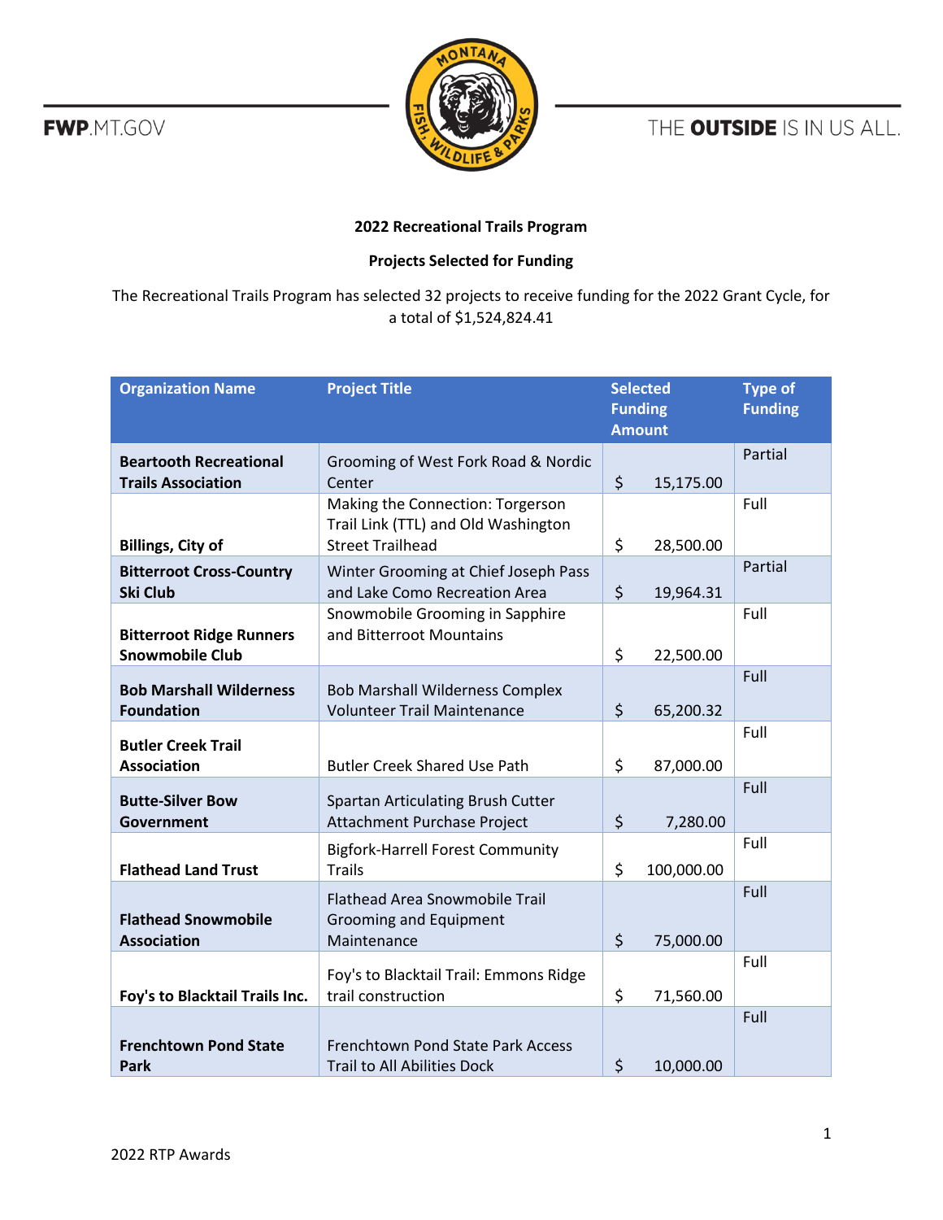**2022 Recreational Trails Program**

**Projects Selected for Funding**

The Recreational Trails Program has selected 32 projects to receive funding for the 2022 Grant Cycle, for a total of $1,524,824.41

| Organization Name | Project Title | Selected Funding Amount | Type of Funding |
|---|---|---|---|
| **Beartooth Recreational Trails Association** | Grooming of West Fork Road & Nordic Center | $ 15,175.00 | Partial |
| **Billings, City of** | Making the Connection: Torgerson Trail Link (TTL) and Old Washington Street Trailhead | $ 28,500.00 | Full |
| **Bitterroot Cross-Country Ski Club** | Winter Grooming at Chief Joseph Pass and Lake Como Recreation Area | $ 19,964.31 | Partial |
| **Bitterroot Ridge Runners Snowmobile Club** | Snowmobile Grooming in Sapphire and Bitterroot Mountains | $ 22,500.00 | Full |
| **Bob Marshall Wilderness Foundation** | Bob Marshall Wilderness Complex Volunteer Trail Maintenance | $ 65,200.32 | Full |
| **Butler Creek Trail Association** | Butler Creek Shared Use Path | $ 87,000.00 | Full |
| **Butte-Silver Bow Government** | Spartan Articulating Brush Cutter Attachment Purchase Project | $ 7,280.00 | Full |
| **Flathead Land Trust** | Bigfork-Harrell Forest Community Trails | $ 100,000.00 | Full |
| **Flathead Snowmobile Association** | Flathead Area Snowmobile Trail Grooming and Equipment Maintenance | $ 75,000.00 | Full |
| **Foy's to Blacktail Trails Inc.** | Foy's to Blacktail Trail: Emmons Ridge trail construction | $ 71,560.00 | Full |
| **Frenchtown Pond State Park** | Frenchtown Pond State Park Access Trail to All Abilities Dock | $ 10,000.00 | Full |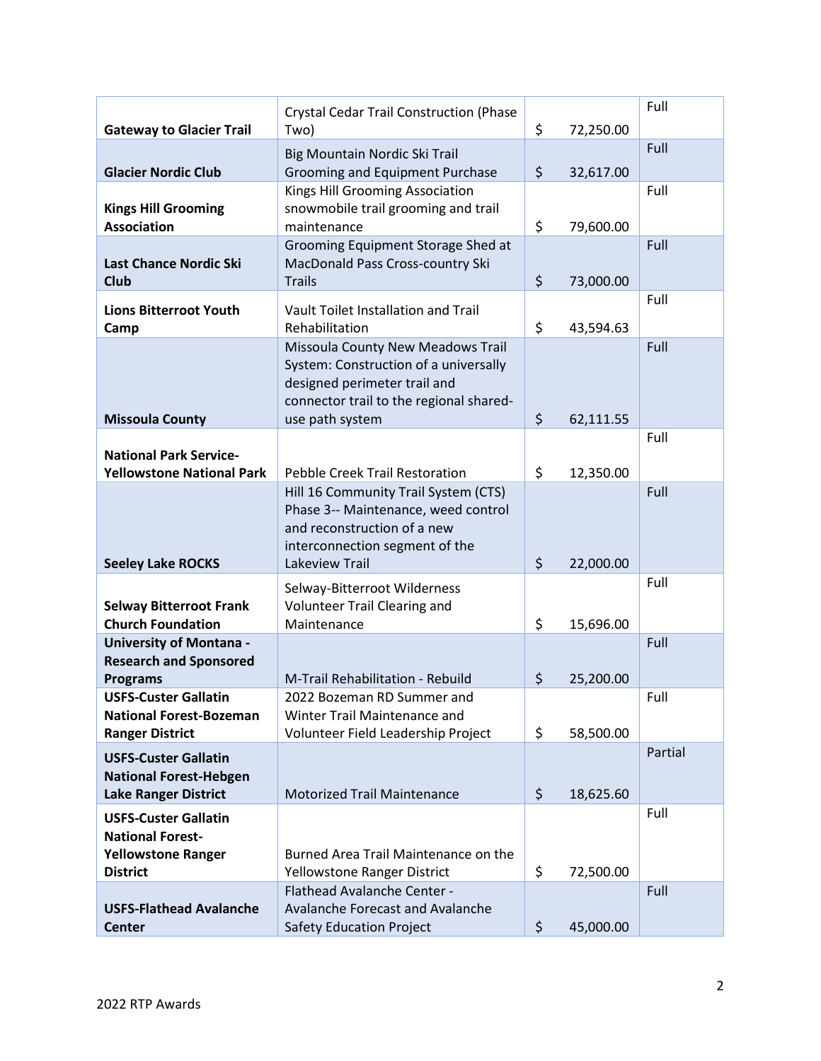| | | | |
|---|---|---|---|
| **Gateway to Glacier Trail** | Crystal Cedar Trail Construction (Phase Two) | $ 72,250.00 | Full |
| **Glacier Nordic Club** | Big Mountain Nordic Ski Trail Grooming and Equipment Purchase | $ 32,617.00 | Full |
| **Kings Hill Grooming Association** | Kings Hill Grooming Association snowmobile trail grooming and trail maintenance | $ 79,600.00 | Full |
| **Last Chance Nordic Ski Club** | Grooming Equipment Storage Shed at MacDonald Pass Cross-country Ski Trails | $ 73,000.00 | Full |
| **Lions Bitterroot Youth Camp** | Vault Toilet Installation and Trail Rehabilitation | $ 43,594.63 | Full |
| **Missoula County** | Missoula County New Meadows Trail System: Construction of a universally designed perimeter trail and connector trail to the regional shared-use path system | $ 62,111.55 | Full |
| **National Park Service-Yellowstone National Park** | Pebble Creek Trail Restoration | $ 12,350.00 | Full |
| **Seeley Lake ROCKS** | Hill 16 Community Trail System (CTS) Phase 3-- Maintenance, weed control and reconstruction of a new interconnection segment of the Lakeview Trail | $ 22,000.00 | Full |
| **Selway Bitterroot Frank Church Foundation** | Selway-Bitterroot Wilderness Volunteer Trail Clearing and Maintenance | $ 15,696.00 | Full |
| **University of Montana - Research and Sponsored Programs** | M-Trail Rehabilitation - Rebuild | $ 25,200.00 | Full |
| **USFS-Custer Gallatin National Forest-Bozeman Ranger District** | 2022 Bozeman RD Summer and Winter Trail Maintenance and Volunteer Field Leadership Project | $ 58,500.00 | Full |
| **USFS-Custer Gallatin National Forest-Hebgen Lake Ranger District** | Motorized Trail Maintenance | $ 18,625.60 | Partial |
| **USFS-Custer Gallatin National Forest-Yellowstone Ranger District** | Burned Area Trail Maintenance on the Yellowstone Ranger District | $ 72,500.00 | Full |
| **USFS-Flathead Avalanche Center** | Flathead Avalanche Center - Avalanche Forecast and Avalanche Safety Education Project | $ 45,000.00 | Full |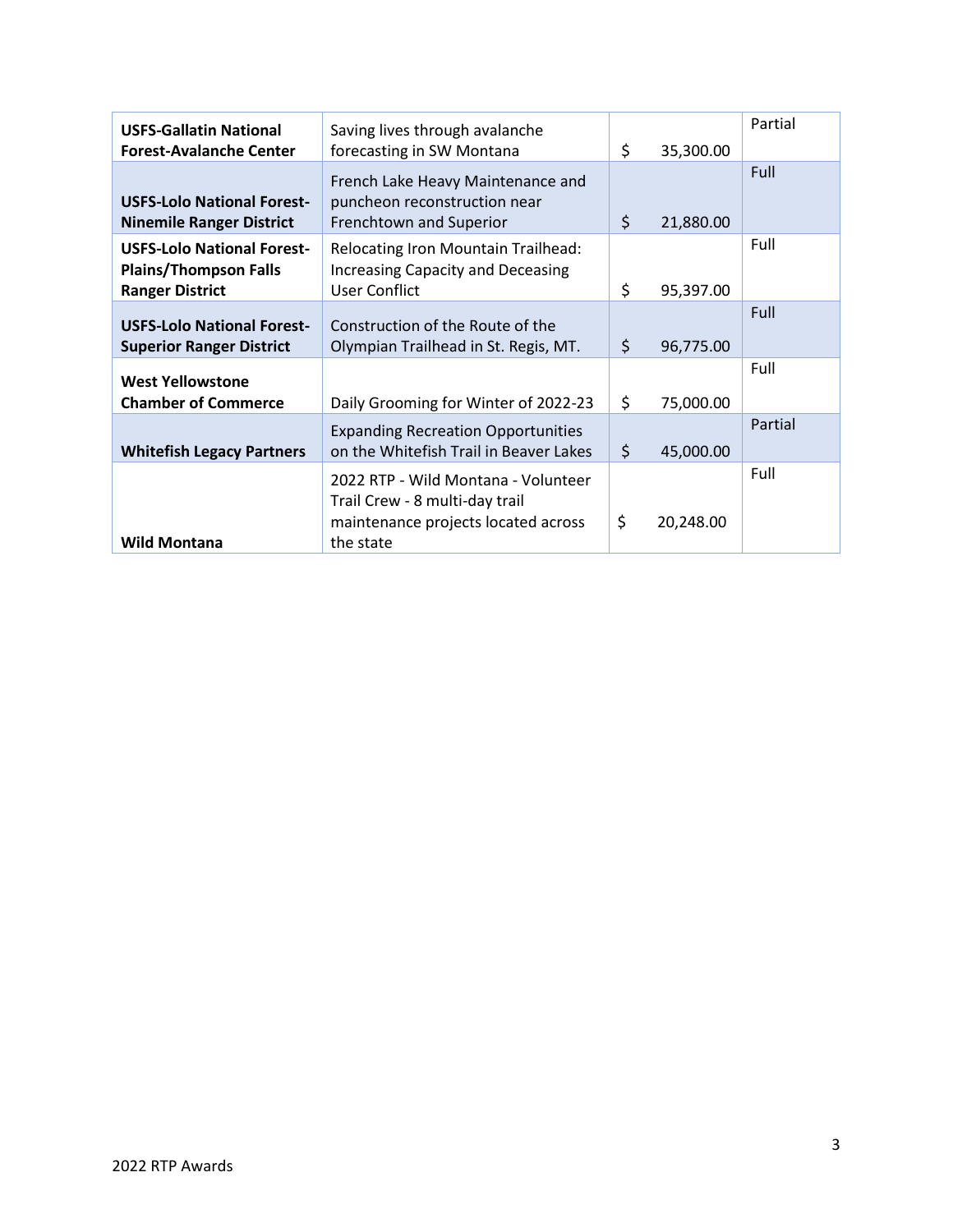| | | | |
|---|---|---|---|
| **USFS-Gallatin National Forest-Avalanche Center** | Saving lives through avalanche forecasting in SW Montana | $ 35,300.00 | Partial |
| **USFS-Lolo National Forest-Ninemile Ranger District** | French Lake Heavy Maintenance and puncheon reconstruction near Frenchtown and Superior | $ 21,880.00 | Full |
| **USFS-Lolo National Forest-Plains/Thompson Falls Ranger District** | Relocating Iron Mountain Trailhead: Increasing Capacity and Deceasing User Conflict | $ 95,397.00 | Full |
| **USFS-Lolo National Forest-Superior Ranger District** | Construction of the Route of the Olympian Trailhead in St. Regis, MT. | $ 96,775.00 | Full |
| **West Yellowstone Chamber of Commerce** | Daily Grooming for Winter of 2022-23 | $ 75,000.00 | Full |
| **Whitefish Legacy Partners** | Expanding Recreation Opportunities on the Whitefish Trail in Beaver Lakes | $ 45,000.00 | Partial |
| **Wild Montana** | 2022 RTP - Wild Montana - Volunteer Trail Crew - 8 multi-day trail maintenance projects located across the state | $ 20,248.00 | Full |